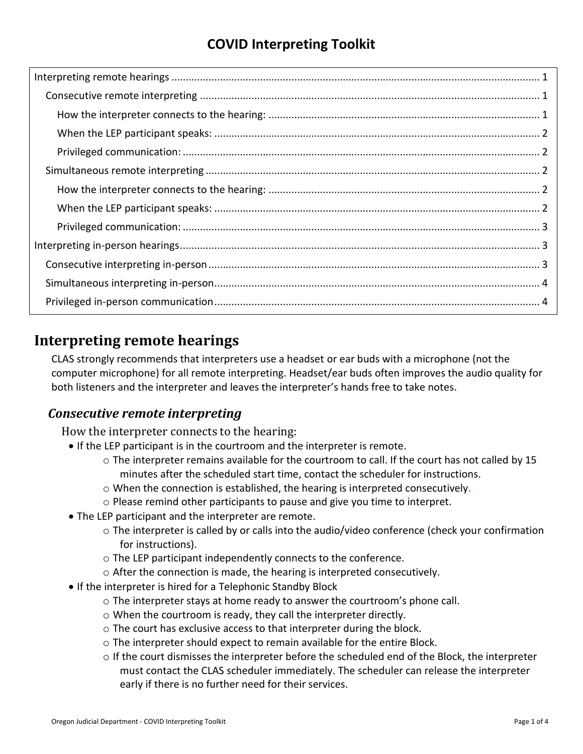# COVID Interpreting Toolkit

- Interpreting remote hearings ........ 1
  - Consecutive remote interpreting ........ 1
    - How the interpreter connects to the hearing: ........ 1
    - When the LEP participant speaks: ........ 2
    - Privileged communication: ........ 2
  - Simultaneous remote interpreting ........ 2
    - How the interpreter connects to the hearing: ........ 2
    - When the LEP participant speaks: ........ 2
    - Privileged communication: ........ 3
- Interpreting in-person hearings ........ 3
  - Consecutive interpreting in-person ........ 3
  - Simultaneous interpreting in-person ........ 4
  - Privileged in-person communication ........ 4

## Interpreting remote hearings

CLAS strongly recommends that interpreters use a headset or ear buds with a microphone (not the computer microphone) for all remote interpreting. Headset/ear buds often improves the audio quality for both listeners and the interpreter and leaves the interpreter's hands free to take notes.

### *Consecutive remote interpreting*

#### How the interpreter connects to the hearing:

- If the LEP participant is in the courtroom and the interpreter is remote.
  - The interpreter remains available for the courtroom to call. If the court has not called by 15 minutes after the scheduled start time, contact the scheduler for instructions.
  - When the connection is established, the hearing is interpreted consecutively.
  - Please remind other participants to pause and give you time to interpret.
- The LEP participant and the interpreter are remote.
  - The interpreter is called by or calls into the audio/video conference (check your confirmation for instructions).
  - The LEP participant independently connects to the conference.
  - After the connection is made, the hearing is interpreted consecutively.
- If the interpreter is hired for a Telephonic Standby Block
  - The interpreter stays at home ready to answer the courtroom's phone call.
  - When the courtroom is ready, they call the interpreter directly.
  - The court has exclusive access to that interpreter during the block.
  - The interpreter should expect to remain available for the entire Block.
  - If the court dismisses the interpreter before the scheduled end of the Block, the interpreter must contact the CLAS scheduler immediately. The scheduler can release the interpreter early if there is no further need for their services.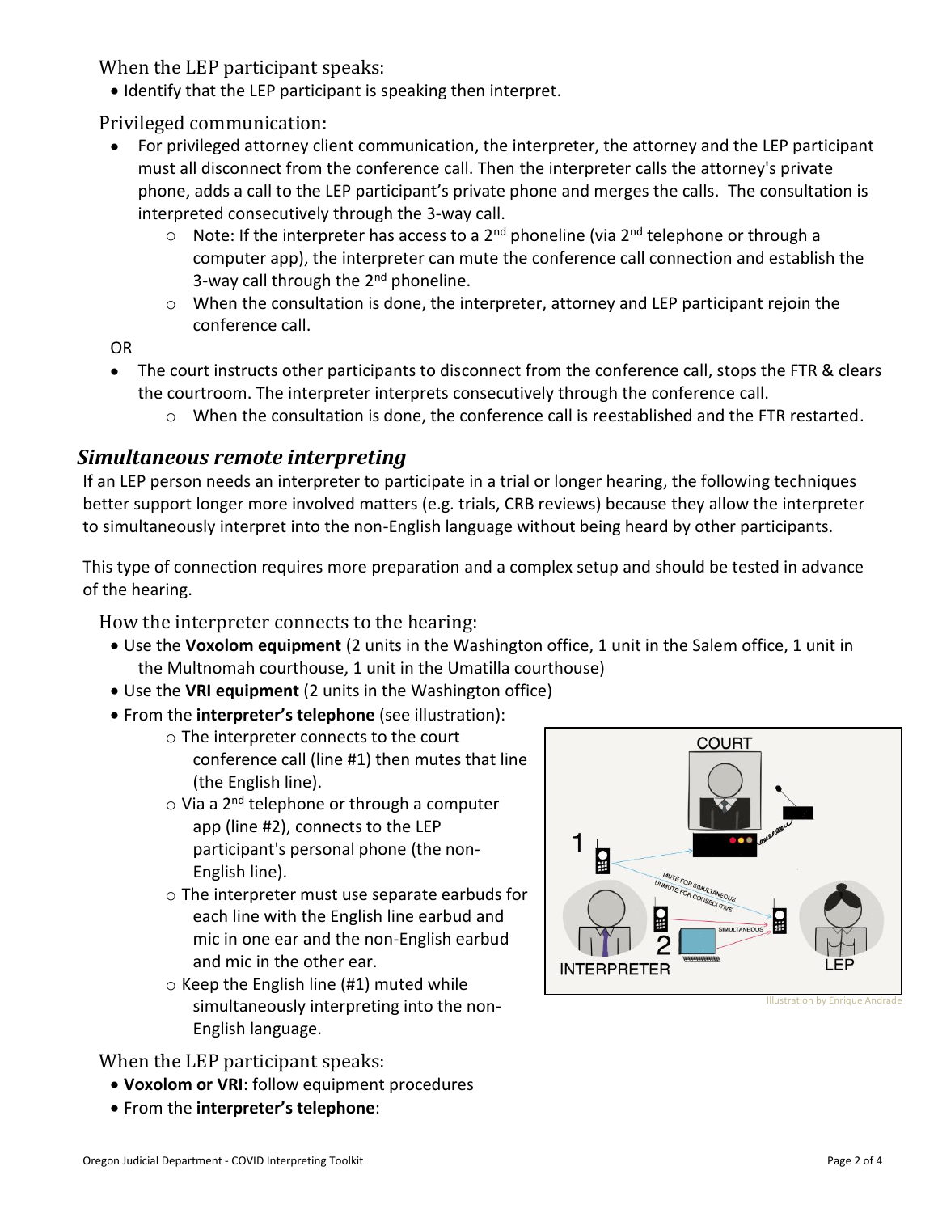### When the LEP participant speaks:

- Identify that the LEP participant is speaking then interpret.

### Privileged communication:

- For privileged attorney client communication, the interpreter, the attorney and the LEP participant must all disconnect from the conference call. Then the interpreter calls the attorney's private phone, adds a call to the LEP participant's private phone and merges the calls. The consultation is interpreted consecutively through the 3-way call.
  - Note: If the interpreter has access to a 2nd phoneline (via 2nd telephone or through a computer app), the interpreter can mute the conference call connection and establish the 3-way call through the 2nd phoneline.
  - When the consultation is done, the interpreter, attorney and LEP participant rejoin the conference call.

OR

- The court instructs other participants to disconnect from the conference call, stops the FTR & clears the courtroom. The interpreter interprets consecutively through the conference call.
  - When the consultation is done, the conference call is reestablished and the FTR restarted.

## *Simultaneous remote interpreting*

If an LEP person needs an interpreter to participate in a trial or longer hearing, the following techniques better support longer more involved matters (e.g. trials, CRB reviews) because they allow the interpreter to simultaneously interpret into the non-English language without being heard by other participants.

This type of connection requires more preparation and a complex setup and should be tested in advance of the hearing.

### How the interpreter connects to the hearing:

- Use the **Voxolom equipment** (2 units in the Washington office, 1 unit in the Salem office, 1 unit in the Multnomah courthouse, 1 unit in the Umatilla courthouse)
- Use the **VRI equipment** (2 units in the Washington office)
- From the **interpreter's telephone** (see illustration):
  - The interpreter connects to the court conference call (line #1) then mutes that line (the English line).
  - Via a 2nd telephone or through a computer app (line #2), connects to the LEP participant's personal phone (the non-English line).
  - The interpreter must use separate earbuds for each line with the English line earbud and mic in one ear and the non-English earbud and mic in the other ear.
  - Keep the English line (#1) muted while simultaneously interpreting into the non-English language.

Illustration by Enrique Andrade

### When the LEP participant speaks:

- **Voxolom or VRI**: follow equipment procedures
- From the **interpreter's telephone**: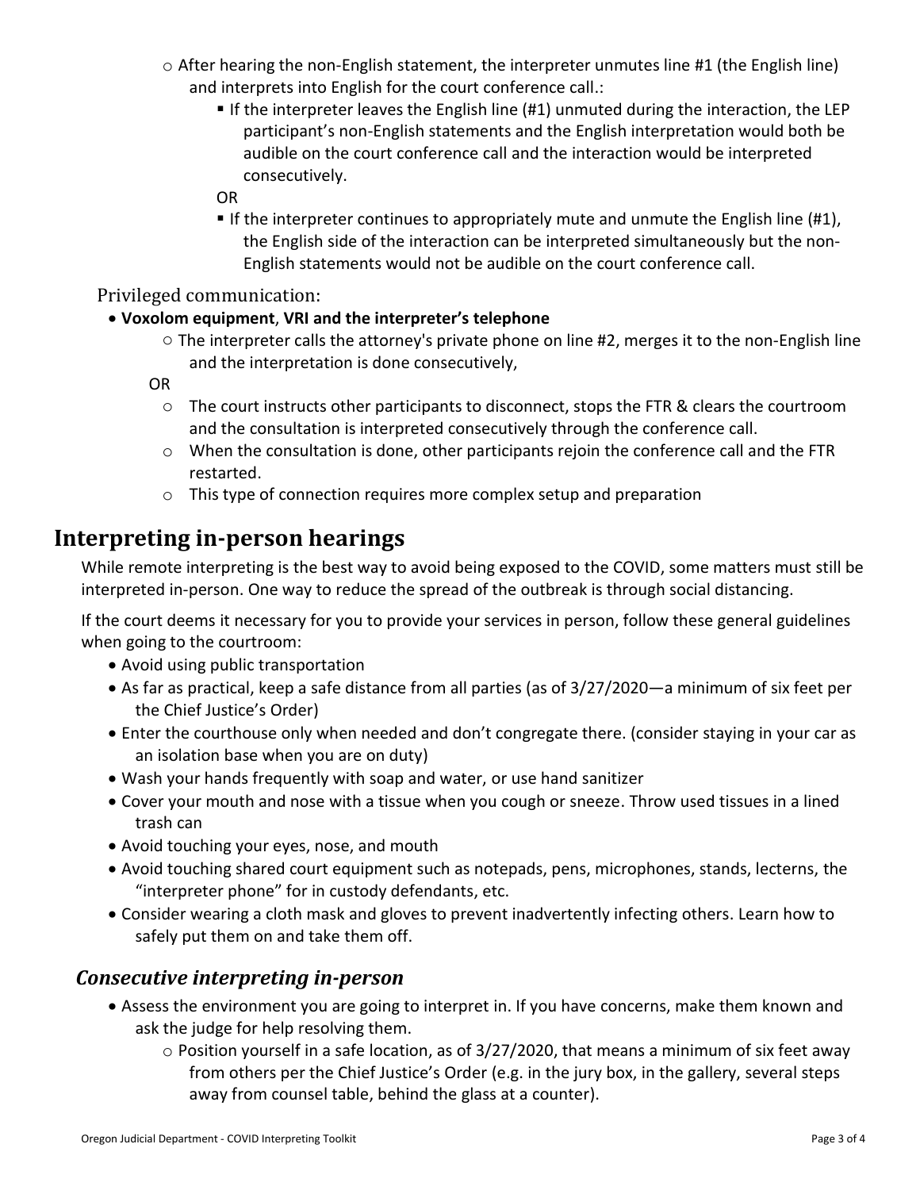- After hearing the non-English statement, the interpreter unmutes line #1 (the English line) and interprets into English for the court conference call.:
    - If the interpreter leaves the English line (#1) unmuted during the interaction, the LEP participant's non-English statements and the English interpretation would both be audible on the court conference call and the interaction would be interpreted consecutively.

    OR

    - If the interpreter continues to appropriately mute and unmute the English line (#1), the English side of the interaction can be interpreted simultaneously but the non-English statements would not be audible on the court conference call.

Privileged communication:

- **Voxolom equipment**, **VRI and the interpreter's telephone**
    - The interpreter calls the attorney's private phone on line #2, merges it to the non-English line and the interpretation is done consecutively,

  OR

    - The court instructs other participants to disconnect, stops the FTR & clears the courtroom and the consultation is interpreted consecutively through the conference call.
    - When the consultation is done, other participants rejoin the conference call and the FTR restarted.
    - This type of connection requires more complex setup and preparation

# Interpreting in-person hearings

While remote interpreting is the best way to avoid being exposed to the COVID, some matters must still be interpreted in-person. One way to reduce the spread of the outbreak is through social distancing.

If the court deems it necessary for you to provide your services in person, follow these general guidelines when going to the courtroom:

- Avoid using public transportation
- As far as practical, keep a safe distance from all parties (as of 3/27/2020—a minimum of six feet per the Chief Justice's Order)
- Enter the courthouse only when needed and don't congregate there. (consider staying in your car as an isolation base when you are on duty)
- Wash your hands frequently with soap and water, or use hand sanitizer
- Cover your mouth and nose with a tissue when you cough or sneeze. Throw used tissues in a lined trash can
- Avoid touching your eyes, nose, and mouth
- Avoid touching shared court equipment such as notepads, pens, microphones, stands, lecterns, the "interpreter phone" for in custody defendants, etc.
- Consider wearing a cloth mask and gloves to prevent inadvertently infecting others. Learn how to safely put them on and take them off.

## *Consecutive interpreting in-person*

- Assess the environment you are going to interpret in. If you have concerns, make them known and ask the judge for help resolving them.
    - Position yourself in a safe location, as of 3/27/2020, that means a minimum of six feet away from others per the Chief Justice's Order (e.g. in the jury box, in the gallery, several steps away from counsel table, behind the glass at a counter).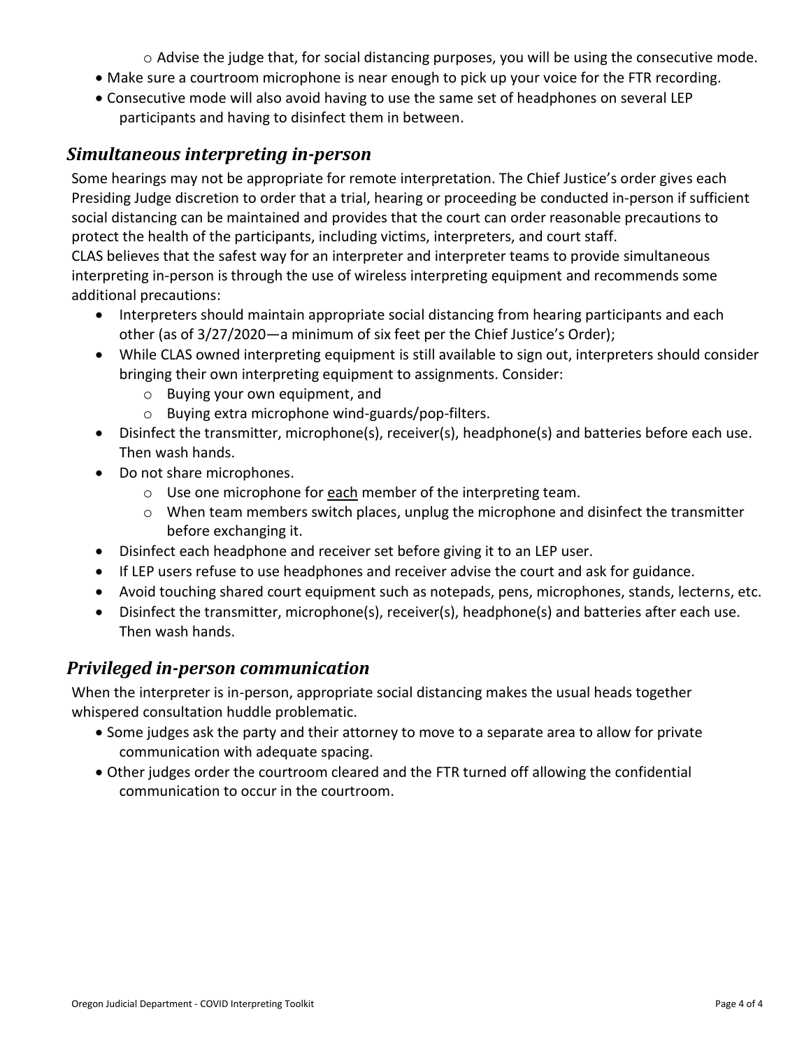- Advise the judge that, for social distancing purposes, you will be using the consecutive mode.
- Make sure a courtroom microphone is near enough to pick up your voice for the FTR recording.
- Consecutive mode will also avoid having to use the same set of headphones on several LEP participants and having to disinfect them in between.

## *Simultaneous interpreting in-person*

Some hearings may not be appropriate for remote interpretation. The Chief Justice's order gives each Presiding Judge discretion to order that a trial, hearing or proceeding be conducted in-person if sufficient social distancing can be maintained and provides that the court can order reasonable precautions to protect the health of the participants, including victims, interpreters, and court staff.

CLAS believes that the safest way for an interpreter and interpreter teams to provide simultaneous interpreting in-person is through the use of wireless interpreting equipment and recommends some additional precautions:

- Interpreters should maintain appropriate social distancing from hearing participants and each other (as of 3/27/2020—a minimum of six feet per the Chief Justice's Order);
- While CLAS owned interpreting equipment is still available to sign out, interpreters should consider bringing their own interpreting equipment to assignments. Consider:
  - Buying your own equipment, and
  - Buying extra microphone wind-guards/pop-filters.
- Disinfect the transmitter, microphone(s), receiver(s), headphone(s) and batteries before each use. Then wash hands.
- Do not share microphones.
  - Use one microphone for each member of the interpreting team.
  - When team members switch places, unplug the microphone and disinfect the transmitter before exchanging it.
- Disinfect each headphone and receiver set before giving it to an LEP user.
- If LEP users refuse to use headphones and receiver advise the court and ask for guidance.
- Avoid touching shared court equipment such as notepads, pens, microphones, stands, lecterns, etc.
- Disinfect the transmitter, microphone(s), receiver(s), headphone(s) and batteries after each use. Then wash hands.

## *Privileged in-person communication*

When the interpreter is in-person, appropriate social distancing makes the usual heads together whispered consultation huddle problematic.

- Some judges ask the party and their attorney to move to a separate area to allow for private communication with adequate spacing.
- Other judges order the courtroom cleared and the FTR turned off allowing the confidential communication to occur in the courtroom.